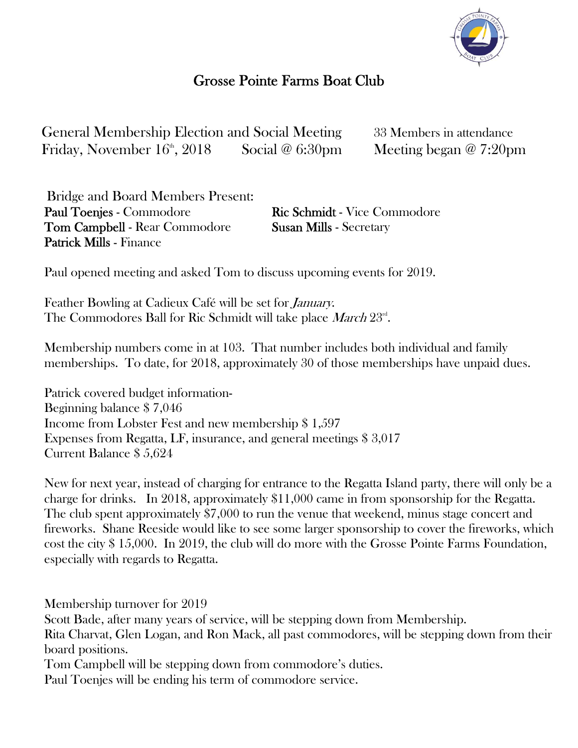# Grosse Pointe Farms Boat Club

General Membership Election and Social Meeting    33 Members in attendance
Friday, November 16th, 2018    Social @ 6:30pm    Meeting began @ 7:20pm

Bridge and Board Members Present:

**Paul Toenjes** - Commodore
**Ric Schmidt** - Vice Commodore
**Tom Campbell** - Rear Commodore
**Susan Mills** - Secretary
**Patrick Mills** - Finance

Paul opened meeting and asked Tom to discuss upcoming events for 2019.

Feather Bowling at Cadieux Café will be set for *January*.
The Commodores Ball for Ric Schmidt will take place *March* 23rd.

Membership numbers come in at 103. That number includes both individual and family memberships. To date, for 2018, approximately 30 of those memberships have unpaid dues.

Patrick covered budget information-
Beginning balance $ 7,046
Income from Lobster Fest and new membership $ 1,597
Expenses from Regatta, LF, insurance, and general meetings $ 3,017
Current Balance $ 5,624

New for next year, instead of charging for entrance to the Regatta Island party, there will only be a charge for drinks. In 2018, approximately $11,000 came in from sponsorship for the Regatta. The club spent approximately $7,000 to run the venue that weekend, minus stage concert and fireworks. Shane Reeside would like to see some larger sponsorship to cover the fireworks, which cost the city $ 15,000. In 2019, the club will do more with the Grosse Pointe Farms Foundation, especially with regards to Regatta.

Membership turnover for 2019
Scott Bade, after many years of service, will be stepping down from Membership.
Rita Charvat, Glen Logan, and Ron Mack, all past commodores, will be stepping down from their board positions.
Tom Campbell will be stepping down from commodore's duties.
Paul Toenjes will be ending his term of commodore service.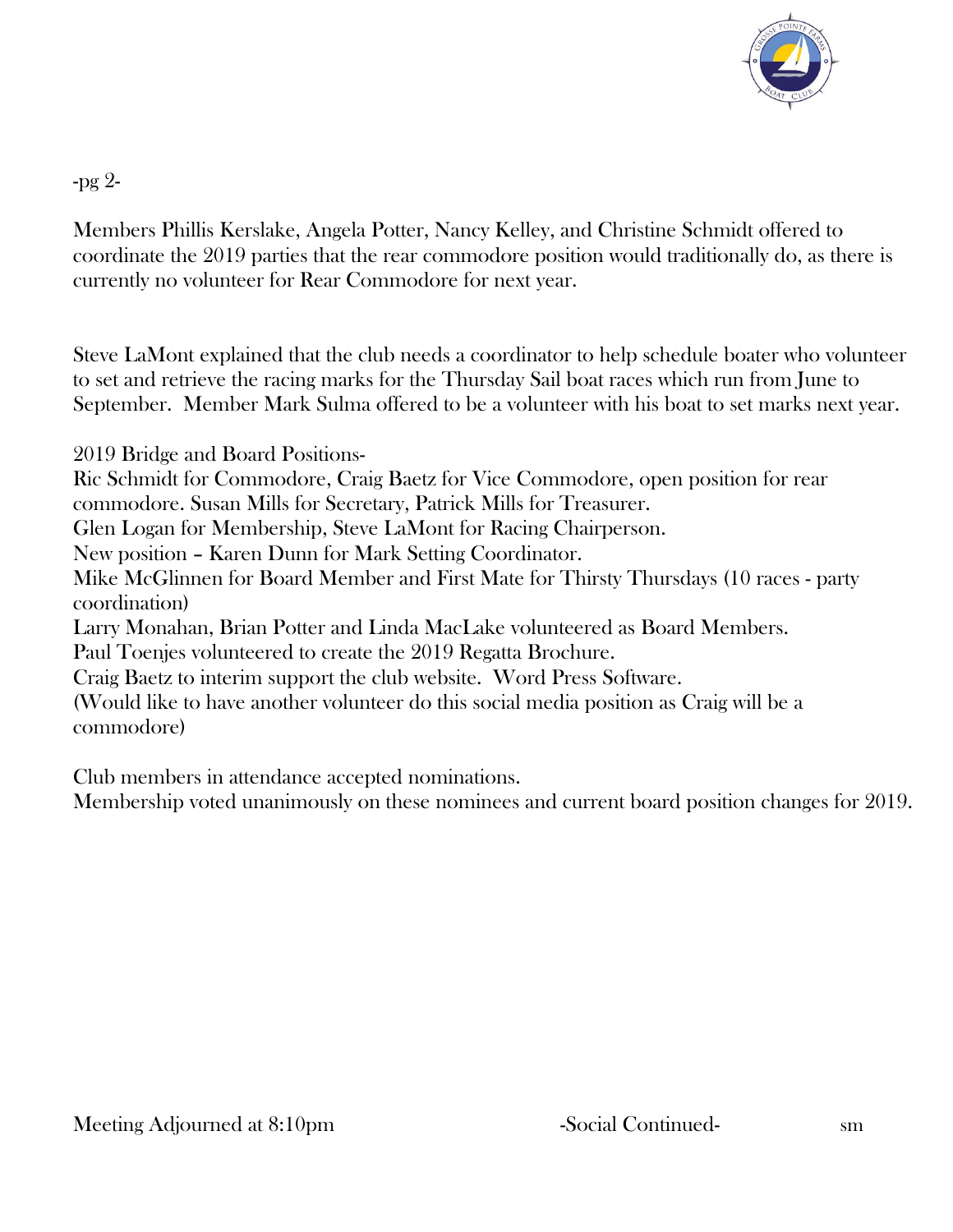-pg 2-

Members Phillis Kerslake, Angela Potter, Nancy Kelley, and Christine Schmidt offered to coordinate the 2019 parties that the rear commodore position would traditionally do, as there is currently no volunteer for Rear Commodore for next year.

Steve LaMont explained that the club needs a coordinator to help schedule boater who volunteer to set and retrieve the racing marks for the Thursday Sail boat races which run from June to September. Member Mark Sulma offered to be a volunteer with his boat to set marks next year.

2019 Bridge and Board Positions-
Ric Schmidt for Commodore, Craig Baetz for Vice Commodore, open position for rear commodore. Susan Mills for Secretary, Patrick Mills for Treasurer.
Glen Logan for Membership, Steve LaMont for Racing Chairperson.
New position – Karen Dunn for Mark Setting Coordinator.
Mike McGlinnen for Board Member and First Mate for Thirsty Thursdays (10 races - party coordination)
Larry Monahan, Brian Potter and Linda MacLake volunteered as Board Members.
Paul Toenjes volunteered to create the 2019 Regatta Brochure.
Craig Baetz to interim support the club website. Word Press Software.
(Would like to have another volunteer do this social media position as Craig will be a commodore)

Club members in attendance accepted nominations.
Membership voted unanimously on these nominees and current board position changes for 2019.

Meeting Adjourned at 8:10pm -Social Continued- sm